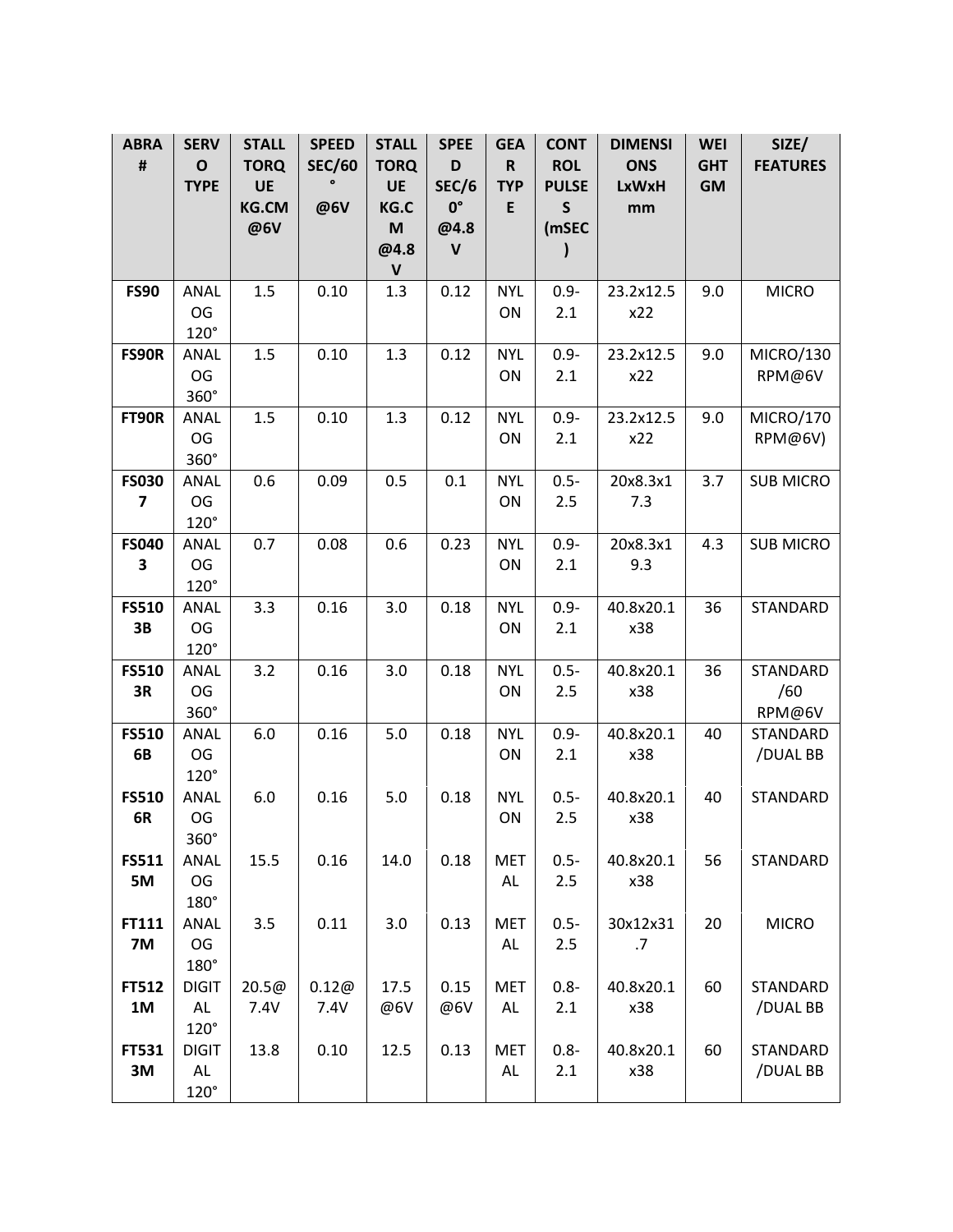| ABRA # | SERVO TYPE | STALL TORQUE KG.CM @6V | SPEED SEC/60° @6V | STALL TORQUE KG.CM @4.8 V | SPEED SEC/60° @4.8 V | GEAR TYPE | CONTROL PULSES (mSEC) | DIMENSIONS LxWxH mm | WEIGHT GM | SIZE/ FEATURES |
|---|---|---|---|---|---|---|---|---|---|---|
| **FS90** | ANALOG 120° | 1.5 | 0.10 | 1.3 | 0.12 | NYLON | 0.9-2.1 | 23.2x12.5x22 | 9.0 | MICRO |
| **FS90R** | ANALOG 360° | 1.5 | 0.10 | 1.3 | 0.12 | NYLON | 0.9-2.1 | 23.2x12.5x22 | 9.0 | MICRO/130 RPM@6V |
| **FT90R** | ANALOG 360° | 1.5 | 0.10 | 1.3 | 0.12 | NYLON | 0.9-2.1 | 23.2x12.5x22 | 9.0 | MICRO/170 RPM@6V) |
| **FS0307** | ANALOG 120° | 0.6 | 0.09 | 0.5 | 0.1 | NYLON | 0.5-2.5 | 20x8.3x17.3 | 3.7 | SUB MICRO |
| **FS0403** | ANALOG 120° | 0.7 | 0.08 | 0.6 | 0.23 | NYLON | 0.9-2.1 | 20x8.3x19.3 | 4.3 | SUB MICRO |
| **FS5103B** | ANALOG 120° | 3.3 | 0.16 | 3.0 | 0.18 | NYLON | 0.9-2.1 | 40.8x20.1x38 | 36 | STANDARD |
| **FS5103R** | ANALOG 360° | 3.2 | 0.16 | 3.0 | 0.18 | NYLON | 0.5-2.5 | 40.8x20.1x38 | 36 | STANDARD/60 RPM@6V |
| **FS5106B** | ANALOG 120° | 6.0 | 0.16 | 5.0 | 0.18 | NYLON | 0.9-2.1 | 40.8x20.1x38 | 40 | STANDARD/DUAL BB |
| **FS5106R** | ANALOG 360° | 6.0 | 0.16 | 5.0 | 0.18 | NYLON | 0.5-2.5 | 40.8x20.1x38 | 40 | STANDARD |
| **FS5115M** | ANALOG 180° | 15.5 | 0.16 | 14.0 | 0.18 | METAL | 0.5-2.5 | 40.8x20.1x38 | 56 | STANDARD |
| **FT1117M** | ANALOG 180° | 3.5 | 0.11 | 3.0 | 0.13 | METAL | 0.5-2.5 | 30x12x31.7 | 20 | MICRO |
| **FT5121M** | DIGITAL 120° | 20.5@7.4V | 0.12@7.4V | 17.5@6V | 0.15@6V | METAL | 0.8-2.1 | 40.8x20.1x38 | 60 | STANDARD/DUAL BB |
| **FT5313M** | DIGITAL 120° | 13.8 | 0.10 | 12.5 | 0.13 | METAL | 0.8-2.1 | 40.8x20.1x38 | 60 | STANDARD/DUAL BB |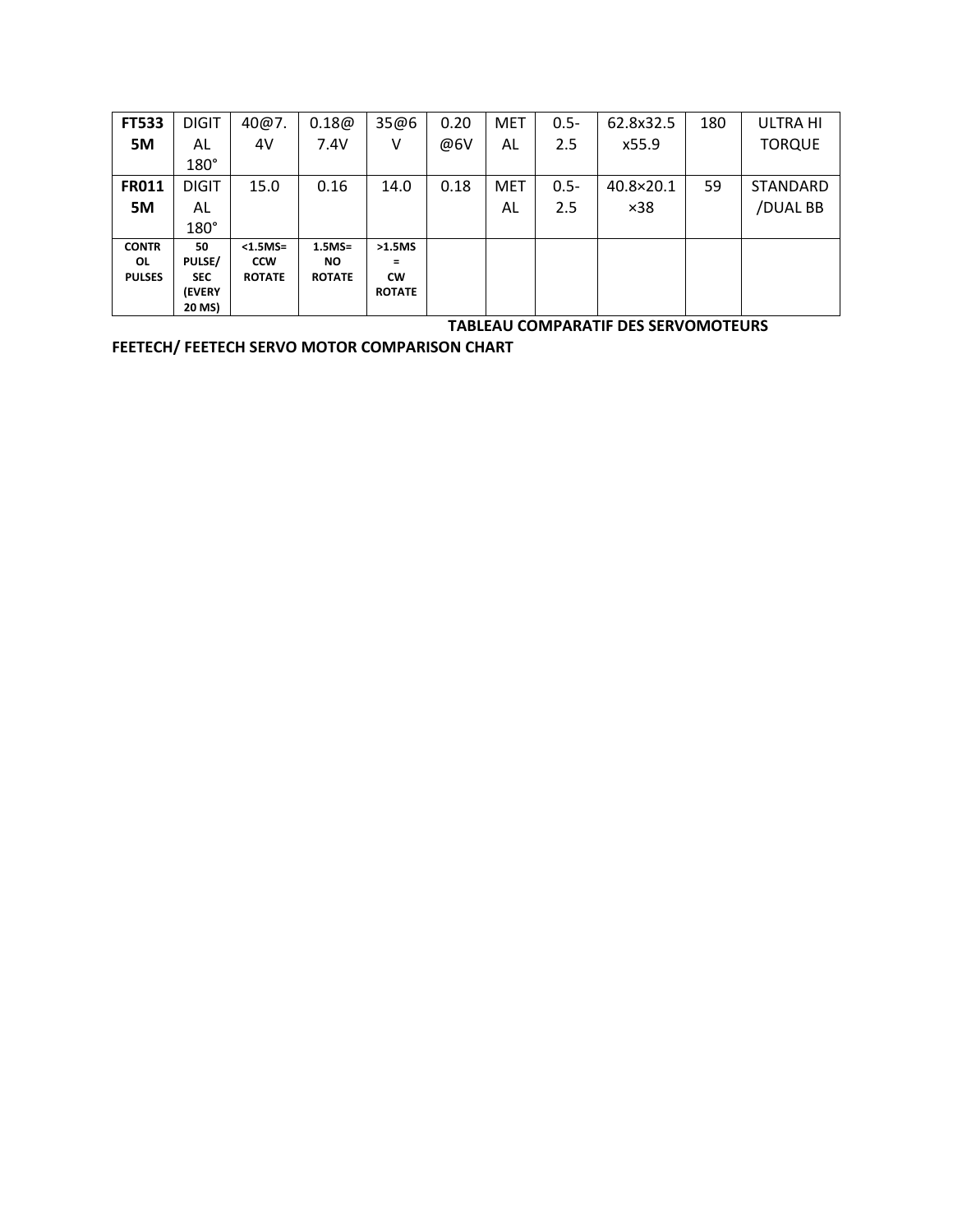| | | | | | | | | | | |
|---|---|---|---|---|---|---|---|---|---|---|
| **FT5335M** | DIGITAL 180° | 40@7.4V | 0.18@7.4V | 35@6V | 0.20@6V | METAL | 0.5-2.5 | 62.8x32.5x55.9 | 180 | ULTRA HI TORQUE |
| **FR0115M** | DIGITAL 180° | 15.0 | 0.16 | 14.0 | 0.18 | METAL | 0.5-2.5 | 40.8×20.1×38 | 59 | STANDARD/DUAL BB |
| **CONTROL PULSES** | **50 PULSE/SEC (EVERY 20 MS)** | **<1.5MS= CCW ROTATE** | **1.5MS= NO ROTATE** | **>1.5MS = CW ROTATE** | | | | | | |

**TABLEAU COMPARATIF DES SERVOMOTEURS FEETECH/ FEETECH SERVO MOTOR COMPARISON CHART**